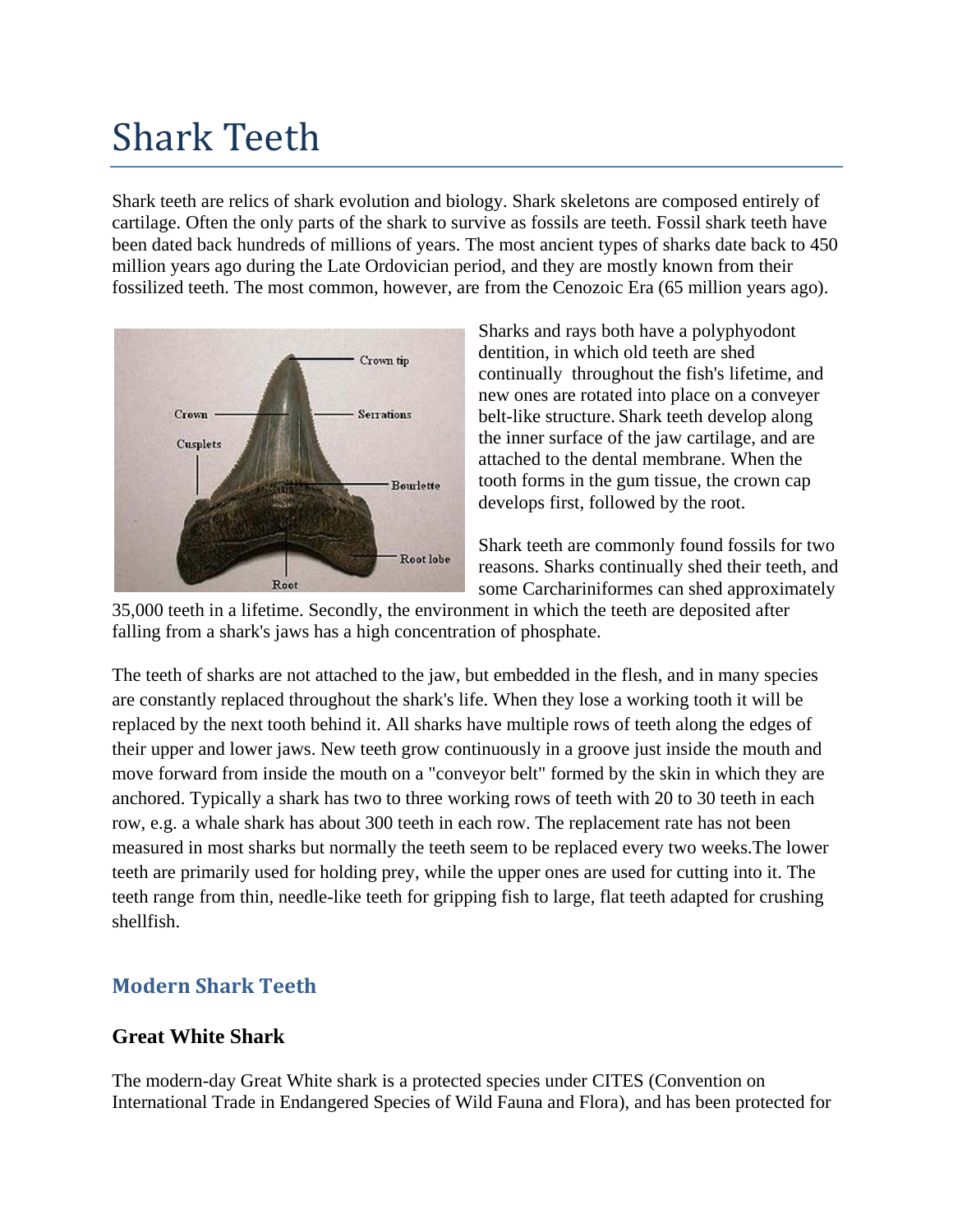# Shark Teeth

Shark teeth are relics of shark evolution and biology. Shark skeletons are composed entirely of cartilage. Often the only parts of the shark to survive as fossils are teeth. Fossil shark teeth have been dated back hundreds of millions of years. The most ancient types of sharks date back to 450 million years ago during the Late Ordovician period, and they are mostly known from their fossilized teeth. The most common, however, are from the Cenozoic Era (65 million years ago).

Sharks and rays both have a polyphyodont dentition, in which old teeth are shed continually throughout the fish's lifetime, and new ones are rotated into place on a conveyer belt-like structure. Shark teeth develop along the inner surface of the jaw cartilage, and are attached to the dental membrane. When the tooth forms in the gum tissue, the crown cap develops first, followed by the root.

Shark teeth are commonly found fossils for two reasons. Sharks continually shed their teeth, and some Carchariniformes can shed approximately 35,000 teeth in a lifetime. Secondly, the environment in which the teeth are deposited after falling from a shark's jaws has a high concentration of phosphate.

The teeth of sharks are not attached to the jaw, but embedded in the flesh, and in many species are constantly replaced throughout the shark's life. When they lose a working tooth it will be replaced by the next tooth behind it. All sharks have multiple rows of teeth along the edges of their upper and lower jaws. New teeth grow continuously in a groove just inside the mouth and move forward from inside the mouth on a "conveyor belt" formed by the skin in which they are anchored. Typically a shark has two to three working rows of teeth with 20 to 30 teeth in each row, e.g. a whale shark has about 300 teeth in each row. The replacement rate has not been measured in most sharks but normally the teeth seem to be replaced every two weeks.The lower teeth are primarily used for holding prey, while the upper ones are used for cutting into it. The teeth range from thin, needle-like teeth for gripping fish to large, flat teeth adapted for crushing shellfish.

## Modern Shark Teeth

### Great White Shark

The modern-day Great White shark is a protected species under CITES (Convention on International Trade in Endangered Species of Wild Fauna and Flora), and has been protected for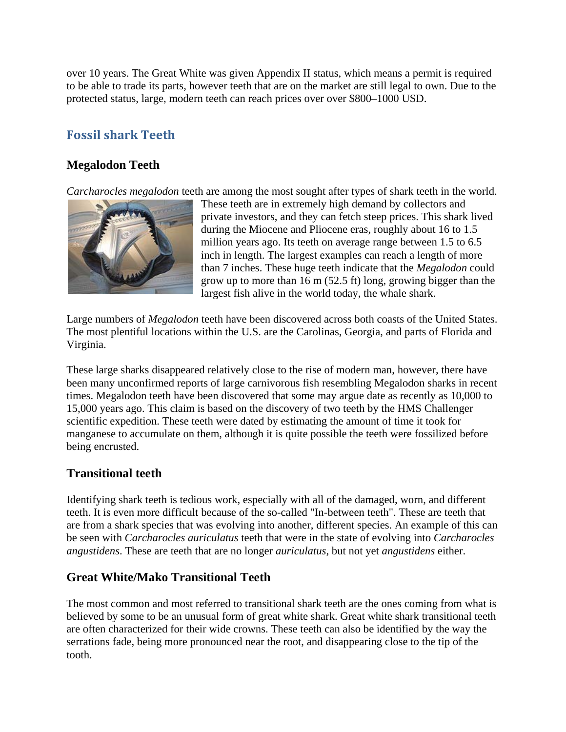over 10 years. The Great White was given Appendix II status, which means a permit is required to be able to trade its parts, however teeth that are on the market are still legal to own. Due to the protected status, large, modern teeth can reach prices over over $800–1000 USD.

## Fossil shark Teeth

### Megalodon Teeth

*Carcharocles megalodon* teeth are among the most sought after types of shark teeth in the world. These teeth are in extremely high demand by collectors and private investors, and they can fetch steep prices. This shark lived during the Miocene and Pliocene eras, roughly about 16 to 1.5 million years ago. Its teeth on average range between 1.5 to 6.5 inch in length. The largest examples can reach a length of more than 7 inches. These huge teeth indicate that the *Megalodon* could grow up to more than 16 m (52.5 ft) long, growing bigger than the largest fish alive in the world today, the whale shark.

Large numbers of *Megalodon* teeth have been discovered across both coasts of the United States. The most plentiful locations within the U.S. are the Carolinas, Georgia, and parts of Florida and Virginia.

These large sharks disappeared relatively close to the rise of modern man, however, there have been many unconfirmed reports of large carnivorous fish resembling Megalodon sharks in recent times. Megalodon teeth have been discovered that some may argue date as recently as 10,000 to 15,000 years ago. This claim is based on the discovery of two teeth by the HMS Challenger scientific expedition. These teeth were dated by estimating the amount of time it took for manganese to accumulate on them, although it is quite possible the teeth were fossilized before being encrusted.

### Transitional teeth

Identifying shark teeth is tedious work, especially with all of the damaged, worn, and different teeth. It is even more difficult because of the so-called "In-between teeth". These are teeth that are from a shark species that was evolving into another, different species. An example of this can be seen with *Carcharocles auriculatus* teeth that were in the state of evolving into *Carcharocles angustidens*. These are teeth that are no longer *auriculatus*, but not yet *angustidens* either.

### Great White/Mako Transitional Teeth

The most common and most referred to transitional shark teeth are the ones coming from what is believed by some to be an unusual form of great white shark. Great white shark transitional teeth are often characterized for their wide crowns. These teeth can also be identified by the way the serrations fade, being more pronounced near the root, and disappearing close to the tip of the tooth.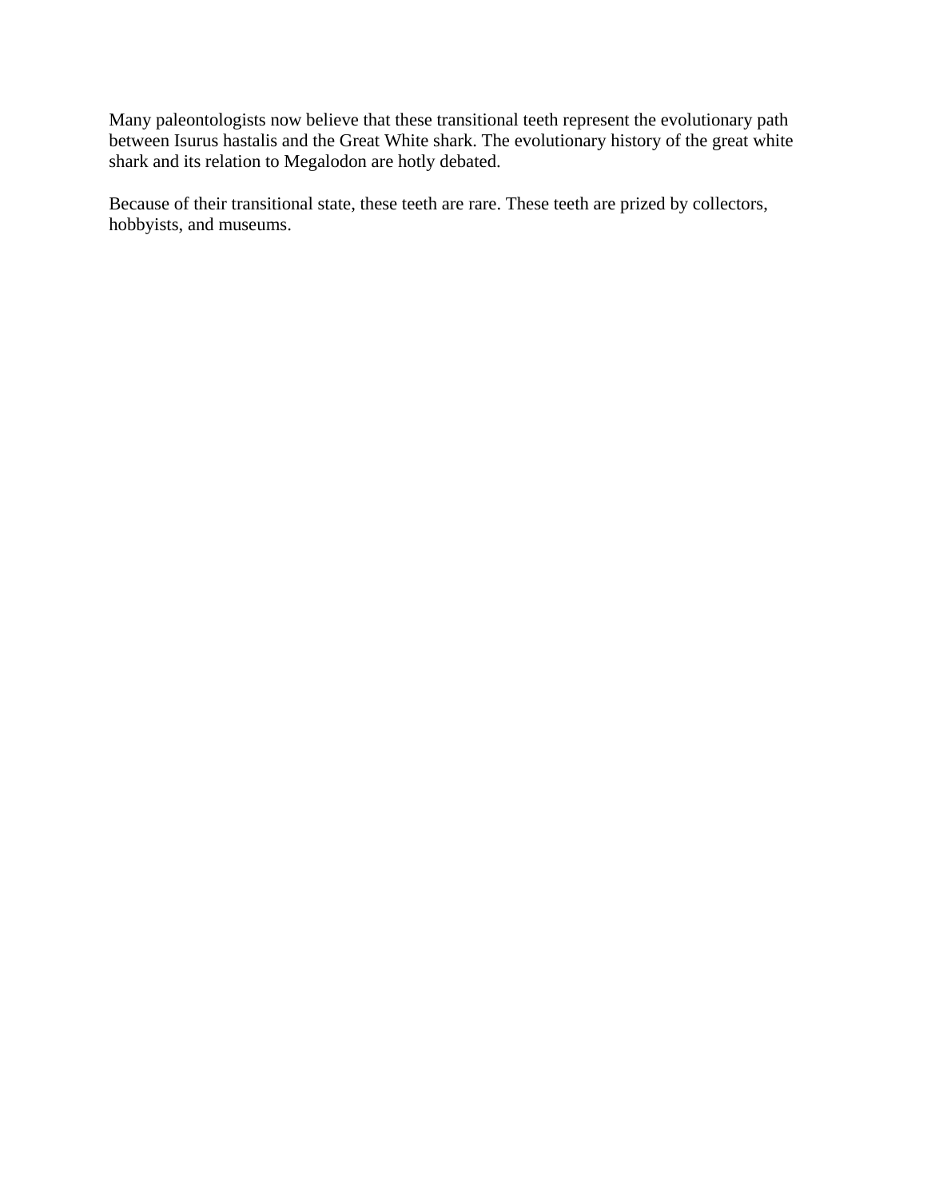Many paleontologists now believe that these transitional teeth represent the evolutionary path between Isurus hastalis and the Great White shark. The evolutionary history of the great white shark and its relation to Megalodon are hotly debated.

Because of their transitional state, these teeth are rare. These teeth are prized by collectors, hobbyists, and museums.